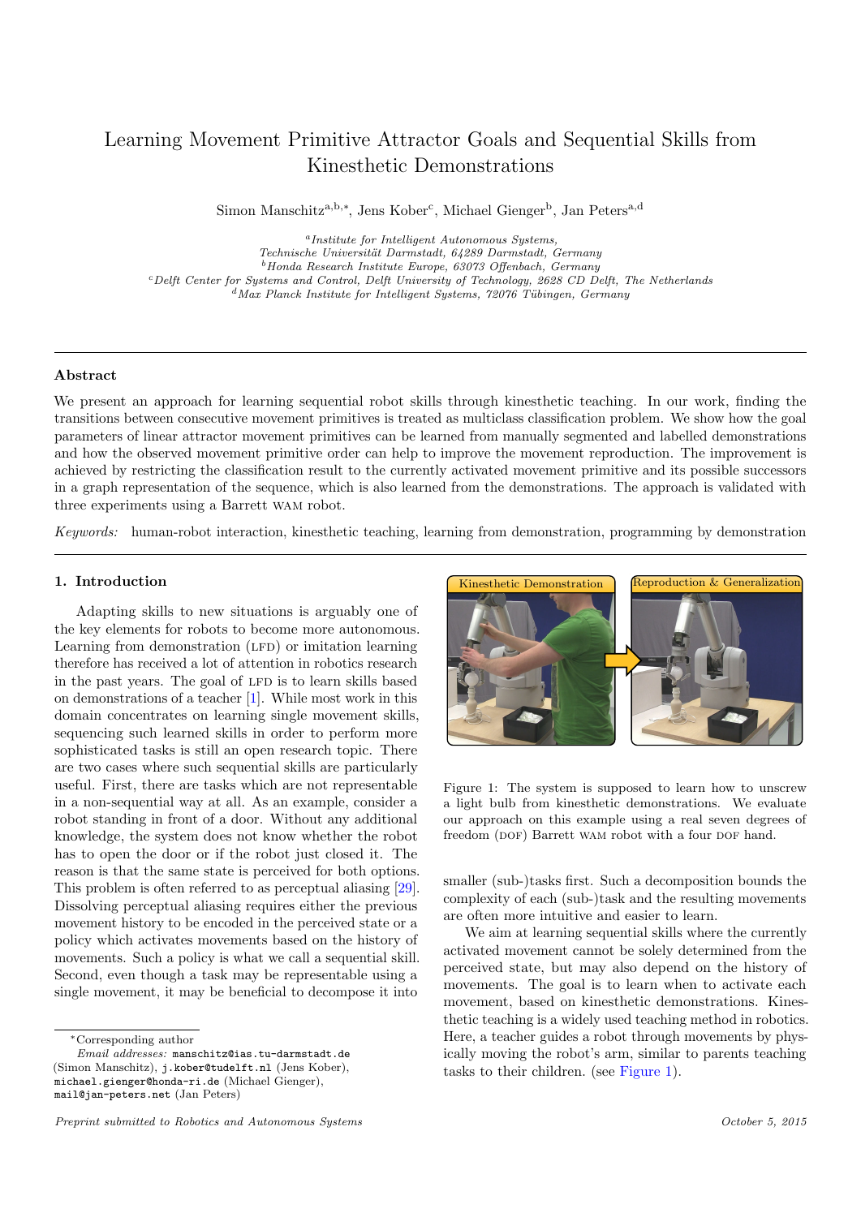# Learning Movement Primitive Attractor Goals and Sequential Skills from Kinesthetic Demonstrations

Simon Manschitz[a,b,*], Jens Kober[c], Michael Gienger[b], Jan Peters[a,d]

[a] *Institute for Intelligent Autonomous Systems, Technische Universität Darmstadt, 64289 Darmstadt, Germany*
[b] *Honda Research Institute Europe, 63073 Offenbach, Germany*
[c] *Delft Center for Systems and Control, Delft University of Technology, 2628 CD Delft, The Netherlands*
[d] *Max Planck Institute for Intelligent Systems, 72076 Tübingen, Germany*

## Abstract

We present an approach for learning sequential robot skills through kinesthetic teaching. In our work, finding the transitions between consecutive movement primitives is treated as multiclass classification problem. We show how the goal parameters of linear attractor movement primitives can be learned from manually segmented and labelled demonstrations and how the observed movement primitive order can help to improve the movement reproduction. The improvement is achieved by restricting the classification result to the currently activated movement primitive and its possible successors in a graph representation of the sequence, which is also learned from the demonstrations. The approach is validated with three experiments using a Barrett WAM robot.

*Keywords:* human-robot interaction, kinesthetic teaching, learning from demonstration, programming by demonstration

## 1. Introduction

Adapting skills to new situations is arguably one of the key elements for robots to become more autonomous. Learning from demonstration (LFD) or imitation learning therefore has received a lot of attention in robotics research in the past years. The goal of LFD is to learn skills based on demonstrations of a teacher [1]. While most work in this domain concentrates on learning single movement skills, sequencing such learned skills in order to perform more sophisticated tasks is still an open research topic. There are two cases where such sequential skills are particularly useful. First, there are tasks which are not representable in a non-sequential way at all. As an example, consider a robot standing in front of a door. Without any additional knowledge, the system does not know whether the robot has to open the door or if the robot just closed it. The reason is that the same state is perceived for both options. This problem is often referred to as perceptual aliasing [29]. Dissolving perceptual aliasing requires either the previous movement history to be encoded in the perceived state or a policy which activates movements based on the history of movements. Such a policy is what we call a sequential skill. Second, even though a task may be representable using a single movement, it may be beneficial to decompose it into smaller (sub-)tasks first. Such a decomposition bounds the complexity of each (sub-)task and the resulting movements are often more intuitive and easier to learn.

Figure 1: The system is supposed to learn how to unscrew a light bulb from kinesthetic demonstrations. We evaluate our approach on this example using a real seven degrees of freedom (DOF) Barrett WAM robot with a four DOF hand.

We aim at learning sequential skills where the currently activated movement cannot be solely determined from the perceived state, but may also depend on the history of movements. The goal is to learn when to activate each movement, based on kinesthetic demonstrations. Kinesthetic teaching is a widely used teaching method in robotics. Here, a teacher guides a robot through movements by physically moving the robot's arm, similar to parents teaching tasks to their children. (see Figure 1).

*Corresponding author
*Email addresses:* manschitz@ias.tu-darmstadt.de (Simon Manschitz), j.kober@tudelft.nl (Jens Kober), michael.gienger@honda-ri.de (Michael Gienger), mail@jan-peters.net (Jan Peters)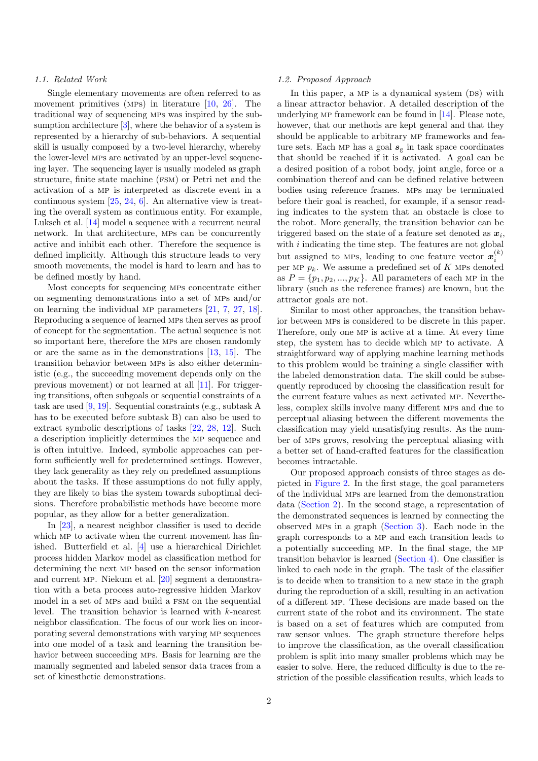### 1.1. Related Work

Single elementary movements are often referred to as movement primitives (MPs) in literature [10, 26]. The traditional way of sequencing MPs was inspired by the subsumption architecture [3], where the behavior of a system is represented by a hierarchy of sub-behaviors. A sequential skill is usually composed by a two-level hierarchy, whereby the lower-level MPs are activated by an upper-level sequencing layer. The sequencing layer is usually modeled as graph structure, finite state machine (FSM) or Petri net and the activation of a MP is interpreted as discrete event in a continuous system [25, 24, 6]. An alternative view is treating the overall system as continuous entity. For example, Luksch et al. [14] model a sequence with a recurrent neural network. In that architecture, MPs can be concurrently active and inhibit each other. Therefore the sequence is defined implicitly. Although this structure leads to very smooth movements, the model is hard to learn and has to be defined mostly by hand.

Most concepts for sequencing MPs concentrate either on segmenting demonstrations into a set of MPs and/or on learning the individual MP parameters [21, 7, 27, 18]. Reproducing a sequence of learned MPs then serves as proof of concept for the segmentation. The actual sequence is not so important here, therefore the MPs are chosen randomly or are the same as in the demonstrations [13, 15]. The transition behavior between MPs is also either deterministic (e.g., the succeeding movement depends only on the previous movement) or not learned at all [11]. For triggering transitions, often subgoals or sequential constraints of a task are used [9, 19]. Sequential constraints (e.g., subtask A has to be executed before subtask B) can also be used to extract symbolic descriptions of tasks [22, 28, 12]. Such a description implicitly determines the MP sequence and is often intuitive. Indeed, symbolic approaches can perform sufficiently well for predetermined settings. However, they lack generality as they rely on predefined assumptions about the tasks. If these assumptions do not fully apply, they are likely to bias the system towards suboptimal decisions. Therefore probabilistic methods have become more popular, as they allow for a better generalization.

In [23], a nearest neighbor classifier is used to decide which MP to activate when the current movement has finished. Butterfield et al. [4] use a hierarchical Dirichlet process hidden Markov model as classification method for determining the next MP based on the sensor information and current MP. Niekum et al. [20] segment a demonstration with a beta process auto-regressive hidden Markov model in a set of MPs and build a FSM on the sequential level. The transition behavior is learned with $k$-nearest neighbor classification. The focus of our work lies on incorporating several demonstrations with varying MP sequences into one model of a task and learning the transition behavior between succeeding MPs. Basis for learning are the manually segmented and labeled sensor data traces from a set of kinesthetic demonstrations.

### 1.2. Proposed Approach

In this paper, a MP is a dynamical system (DS) with a linear attractor behavior. A detailed description of the underlying MP framework can be found in [14]. Please note, however, that our methods are kept general and that they should be applicable to arbitrary MP frameworks and feature sets. Each MP has a goal $\boldsymbol{s}_g$ in task space coordinates that should be reached if it is activated. A goal can be a desired position of a robot body, joint angle, force or a combination thereof and can be defined relative between bodies using reference frames. MPs may be terminated before their goal is reached, for example, if a sensor reading indicates to the system that an obstacle is close to the robot. More generally, the transition behavior can be triggered based on the state of a feature set denoted as $\boldsymbol{x}_i$, with $i$ indicating the time step. The features are not global but assigned to MPs, leading to one feature vector $\boldsymbol{x}_i^{(k)}$ per MP $p_k$. We assume a predefined set of $K$ MPs denoted as $P = \{p_1, p_2, ..., p_K\}$. All parameters of each MP in the library (such as the reference frames) are known, but the attractor goals are not.

Similar to most other approaches, the transition behavior between MPs is considered to be discrete in this paper. Therefore, only one MP is active at a time. At every time step, the system has to decide which MP to activate. A straightforward way of applying machine learning methods to this problem would be training a single classifier with the labeled demonstration data. The skill could be subsequently reproduced by choosing the classification result for the current feature values as next activated MP. Nevertheless, complex skills involve many different MPs and due to perceptual aliasing between the different movements the classification may yield unsatisfying results. As the number of MPs grows, resolving the perceptual aliasing with a better set of hand-crafted features for the classification becomes intractable.

Our proposed approach consists of three stages as depicted in Figure 2. In the first stage, the goal parameters of the individual MPs are learned from the demonstration data (Section 2). In the second stage, a representation of the demonstrated sequences is learned by connecting the observed MPs in a graph (Section 3). Each node in the graph corresponds to a MP and each transition leads to a potentially succeeding MP. In the final stage, the MP transition behavior is learned (Section 4). One classifier is linked to each node in the graph. The task of the classifier is to decide when to transition to a new state in the graph during the reproduction of a skill, resulting in an activation of a different MP. These decisions are made based on the current state of the robot and its environment. The state is based on a set of features which are computed from raw sensor values. The graph structure therefore helps to improve the classification, as the overall classification problem is split into many smaller problems which may be easier to solve. Here, the reduced difficulty is due to the restriction of the possible classification results, which leads to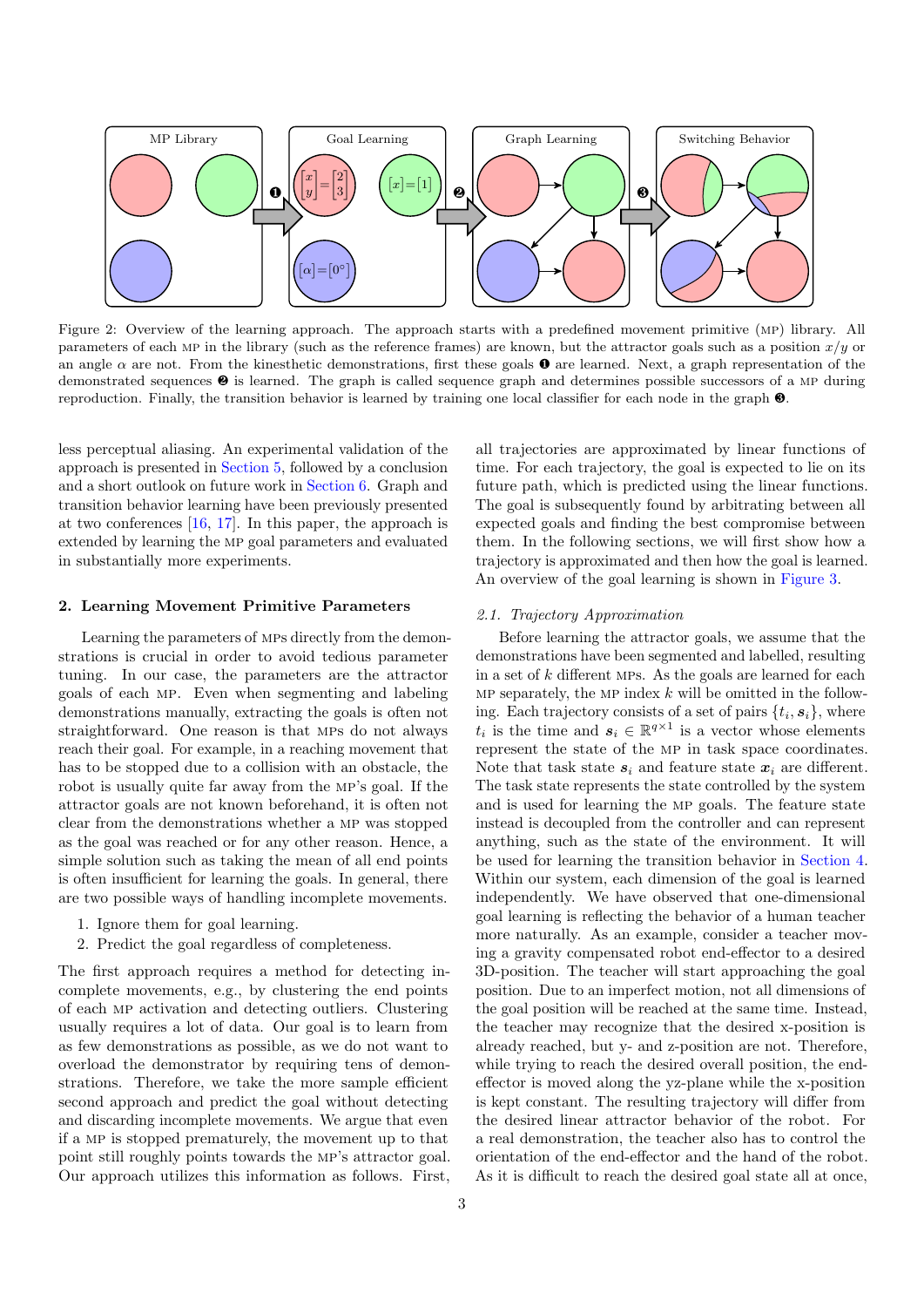Figure 2: Overview of the learning approach. The approach starts with a predefined movement primitive (MP) library. All parameters of each MP in the library (such as the reference frames) are known, but the attractor goals such as a position $x/y$ or an angle $\alpha$ are not. From the kinesthetic demonstrations, first these goals ❶ are learned. Next, a graph representation of the demonstrated sequences ❷ is learned. The graph is called sequence graph and determines possible successors of a MP during reproduction. Finally, the transition behavior is learned by training one local classifier for each node in the graph ❸.

less perceptual aliasing. An experimental validation of the approach is presented in Section 5, followed by a conclusion and a short outlook on future work in Section 6. Graph and transition behavior learning have been previously presented at two conferences [16, 17]. In this paper, the approach is extended by learning the MP goal parameters and evaluated in substantially more experiments.

## 2. Learning Movement Primitive Parameters

Learning the parameters of MPs directly from the demonstrations is crucial in order to avoid tedious parameter tuning. In our case, the parameters are the attractor goals of each MP. Even when segmenting and labeling demonstrations manually, extracting the goals is often not straightforward. One reason is that MPs do not always reach their goal. For example, in a reaching movement that has to be stopped due to a collision with an obstacle, the robot is usually quite far away from the MP's goal. If the attractor goals are not known beforehand, it is often not clear from the demonstrations whether a MP was stopped as the goal was reached or for any other reason. Hence, a simple solution such as taking the mean of all end points is often insufficient for learning the goals. In general, there are two possible ways of handling incomplete movements.

1. Ignore them for goal learning.
2. Predict the goal regardless of completeness.

The first approach requires a method for detecting incomplete movements, e.g., by clustering the end points of each MP activation and detecting outliers. Clustering usually requires a lot of data. Our goal is to learn from as few demonstrations as possible, as we do not want to overload the demonstrator by requiring tens of demonstrations. Therefore, we take the more sample efficient second approach and predict the goal without detecting and discarding incomplete movements. We argue that even if a MP is stopped prematurely, the movement up to that point still roughly points towards the MP's attractor goal. Our approach utilizes this information as follows. First, all trajectories are approximated by linear functions of time. For each trajectory, the goal is expected to lie on its future path, which is predicted using the linear functions. The goal is subsequently found by arbitrating between all expected goals and finding the best compromise between them. In the following sections, we will first show how a trajectory is approximated and then how the goal is learned. An overview of the goal learning is shown in Figure 3.

### 2.1. Trajectory Approximation

Before learning the attractor goals, we assume that the demonstrations have been segmented and labelled, resulting in a set of $k$ different MPs. As the goals are learned for each MP separately, the MP index $k$ will be omitted in the following. Each trajectory consists of a set of pairs $\{t_i, \boldsymbol{s}_i\}$, where $t_i$ is the time and $\boldsymbol{s}_i \in \mathbb{R}^{q \times 1}$ is a vector whose elements represent the state of the MP in task space coordinates. Note that task state $\boldsymbol{s}_i$ and feature state $\boldsymbol{x}_i$ are different. The task state represents the state controlled by the system and is used for learning the MP goals. The feature state instead is decoupled from the controller and can represent anything, such as the state of the environment. It will be used for learning the transition behavior in Section 4. Within our system, each dimension of the goal is learned independently. We have observed that one-dimensional goal learning is reflecting the behavior of a human teacher more naturally. As an example, consider a teacher moving a gravity compensated robot end-effector to a desired 3D-position. The teacher will start approaching the goal position. Due to an imperfect motion, not all dimensions of the goal position will be reached at the same time. Instead, the teacher may recognize that the desired x-position is already reached, but y- and z-position are not. Therefore, while trying to reach the desired overall position, the end-effector is moved along the yz-plane while the x-position is kept constant. The resulting trajectory will differ from the desired linear attractor behavior of the robot. For a real demonstration, the teacher also has to control the orientation of the end-effector and the hand of the robot. As it is difficult to reach the desired goal state all at once,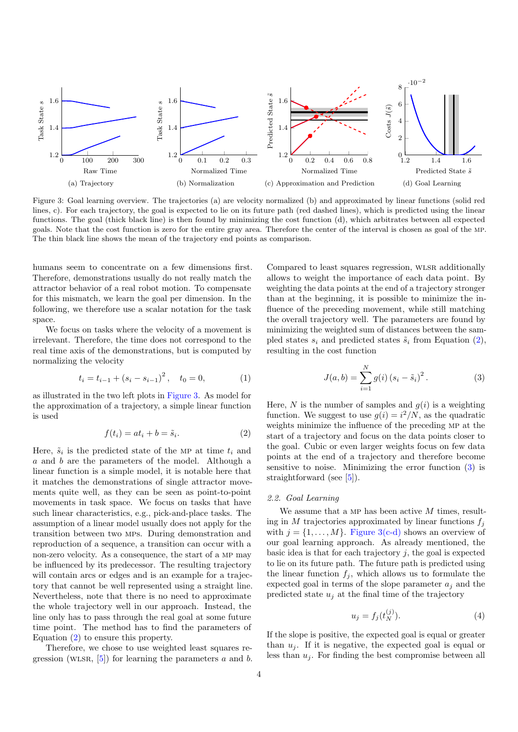(a) Trajectory (b) Normalization (c) Approximation and Prediction (d) Goal Learning

Figure 3: Goal learning overview. The trajectories (a) are velocity normalized (b) and approximated by linear functions (solid red lines, c). For each trajectory, the goal is expected to lie on its future path (red dashed lines), which is predicted using the linear functions. The goal (thick black line) is then found by minimizing the cost function (d), which arbitrates between all expected goals. Note that the cost function is zero for the entire gray area. Therefore the center of the interval is chosen as goal of the MP. The thin black line shows the mean of the trajectory end points as comparison.

humans seem to concentrate on a few dimensions first. Therefore, demonstrations usually do not really match the attractor behavior of a real robot motion. To compensate for this mismatch, we learn the goal per dimension. In the following, we therefore use a scalar notation for the task space.

We focus on tasks where the velocity of a movement is irrelevant. Therefore, the time does not correspond to the real time axis of the demonstrations, but is computed by normalizing the velocity

$$t_i = t_{i-1} + (s_i - s_{i-1})^2, \quad t_0 = 0, \tag{1}$$

as illustrated in the two left plots in Figure 3. As model for the approximation of a trajectory, a simple linear function is used

$$f(t_i) = at_i + b = \tilde{s}_i. \tag{2}$$

Here, $\tilde{s}_i$ is the predicted state of the MP at time $t_i$ and $a$ and $b$ are the parameters of the model. Although a linear function is a simple model, it is notable here that it matches the demonstrations of single attractor movements quite well, as they can be seen as point-to-point movements in task space. We focus on tasks that have such linear characteristics, e.g., pick-and-place tasks. The assumption of a linear model usually does not apply for the transition between two MPs. During demonstration and reproduction of a sequence, a transition can occur with a non-zero velocity. As a consequence, the start of a MP may be influenced by its predecessor. The resulting trajectory will contain arcs or edges and is an example for a trajectory that cannot be well represented using a straight line. Nevertheless, note that there is no need to approximate the whole trajectory well in our approach. Instead, the line only has to pass through the real goal at some future time point. The method has to find the parameters of Equation (2) to ensure this property.

Therefore, we chose to use weighted least squares regression (WLSR, [5]) for learning the parameters $a$ and $b$. Compared to least squares regression, WLSR additionally allows to weight the importance of each data point. By weighting the data points at the end of a trajectory stronger than at the beginning, it is possible to minimize the influence of the preceding movement, while still matching the overall trajectory well. The parameters are found by minimizing the weighted sum of distances between the sampled states $s_i$ and predicted states $\tilde{s}_i$ from Equation (2), resulting in the cost function

$$J(a, b) = \sum_{i=1}^{N} g(i) \left(s_i - \tilde{s}_i\right)^2. \tag{3}$$

Here, $N$ is the number of samples and $g(i)$ is a weighting function. We suggest to use $g(i) = i^2/N$, as the quadratic weights minimize the influence of the preceding MP at the start of a trajectory and focus on the data points closer to the goal. Cubic or even larger weights focus on few data points at the end of a trajectory and therefore become sensitive to noise. Minimizing the error function (3) is straightforward (see [5]).

### 2.2. Goal Learning

We assume that a MP has been active $M$ times, resulting in $M$ trajectories approximated by linear functions $f_j$ with $j = \{1, \dots, M\}$. Figure 3(c-d) shows an overview of our goal learning approach. As already mentioned, the basic idea is that for each trajectory $j$, the goal is expected to lie on its future path. The future path is predicted using the linear function $f_j$, which allows us to formulate the expected goal in terms of the slope parameter $a_j$ and the predicted state $u_j$ at the final time of the trajectory

$$u_j = f_j(t_N^{(j)}). \tag{4}$$

If the slope is positive, the expected goal is equal or greater than $u_j$. If it is negative, the expected goal is equal or less than $u_j$. For finding the best compromise between all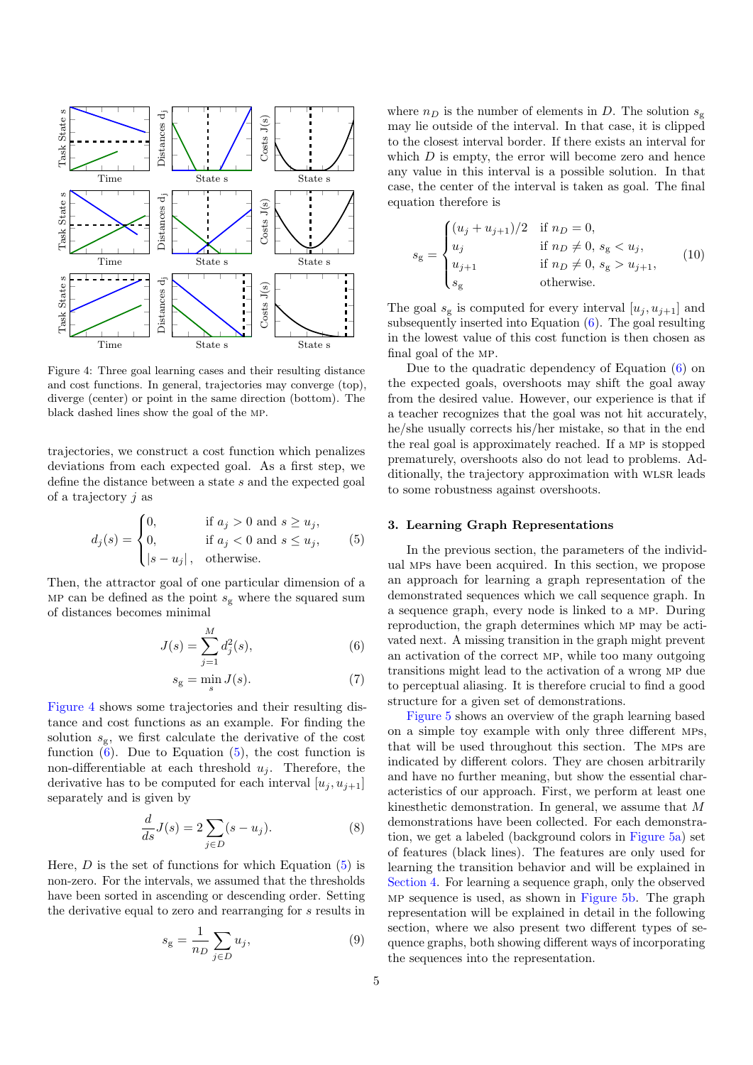Figure 4: Three goal learning cases and their resulting distance and cost functions. In general, trajectories may converge (top), diverge (center) or point in the same direction (bottom). The black dashed lines show the goal of the MP.

trajectories, we construct a cost function which penalizes deviations from each expected goal. As a first step, we define the distance between a state $s$ and the expected goal of a trajectory $j$ as

$$d_j(s) = \begin{cases} 0, & \text{if } a_j > 0 \text{ and } s \geq u_j, \\ 0, & \text{if } a_j < 0 \text{ and } s \leq u_j, \\ |s - u_j|\,, & \text{otherwise.} \end{cases} \tag{5}$$

Then, the attractor goal of one particular dimension of a MP can be defined as the point $s_\text{g}$ where the squared sum of distances becomes minimal

$$J(s) = \sum_{j=1}^{M} d_j^2(s), \tag{6}$$

$$s_\text{g} = \min_s J(s). \tag{7}$$

Figure 4 shows some trajectories and their resulting distance and cost functions as an example. For finding the solution $s_\text{g}$, we first calculate the derivative of the cost function (6). Due to Equation (5), the cost function is non-differentiable at each threshold $u_j$. Therefore, the derivative has to be computed for each interval $[u_j, u_{j+1}]$ separately and is given by

$$\frac{d}{ds} J(s) = 2 \sum_{j \in D} (s - u_j). \tag{8}$$

Here, $D$ is the set of functions for which Equation (5) is non-zero. For the intervals, we assumed that the thresholds have been sorted in ascending or descending order. Setting the derivative equal to zero and rearranging for $s$ results in

$$s_\text{g} = \frac{1}{n_D} \sum_{j \in D} u_j, \tag{9}$$

where $n_D$ is the number of elements in $D$. The solution $s_\text{g}$ may lie outside of the interval. In that case, it is clipped to the closest interval border. If there exists an interval for which $D$ is empty, the error will become zero and hence any value in this interval is a possible solution. In that case, the center of the interval is taken as goal. The final equation therefore is

$$s_\text{g} = \begin{cases} (u_j + u_{j+1})/2 & \text{if } n_D = 0, \\ u_j & \text{if } n_D \neq 0,\ s_\text{g} < u_j, \\ u_{j+1} & \text{if } n_D \neq 0,\ s_\text{g} > u_{j+1}, \\ s_\text{g} & \text{otherwise.} \end{cases} \tag{10}$$

The goal $s_\text{g}$ is computed for every interval $[u_j, u_{j+1}]$ and subsequently inserted into Equation (6). The goal resulting in the lowest value of this cost function is then chosen as final goal of the MP.

Due to the quadratic dependency of Equation (6) on the expected goals, overshoots may shift the goal away from the desired value. However, our experience is that if a teacher recognizes that the goal was not hit accurately, he/she usually corrects his/her mistake, so that in the end the real goal is approximately reached. If a MP is stopped prematurely, overshoots also do not lead to problems. Additionally, the trajectory approximation with WLSR leads to some robustness against overshoots.

## 3. Learning Graph Representations

In the previous section, the parameters of the individual MPs have been acquired. In this section, we propose an approach for learning a graph representation of the demonstrated sequences which we call sequence graph. In a sequence graph, every node is linked to a MP. During reproduction, the graph determines which MP may be activated next. A missing transition in the graph might prevent an activation of the correct MP, while too many outgoing transitions might lead to the activation of a wrong MP due to perceptual aliasing. It is therefore crucial to find a good structure for a given set of demonstrations.

Figure 5 shows an overview of the graph learning based on a simple toy example with only three different MPs, that will be used throughout this section. The MPs are indicated by different colors. They are chosen arbitrarily and have no further meaning, but show the essential characteristics of our approach. First, we perform at least one kinesthetic demonstration. In general, we assume that $M$ demonstrations have been collected. For each demonstration, we get a labeled (background colors in Figure 5a) set of features (black lines). The features are only used for learning the transition behavior and will be explained in Section 4. For learning a sequence graph, only the observed MP sequence is used, as shown in Figure 5b. The graph representation will be explained in detail in the following section, where we also present two different types of sequence graphs, both showing different ways of incorporating the sequences into the representation.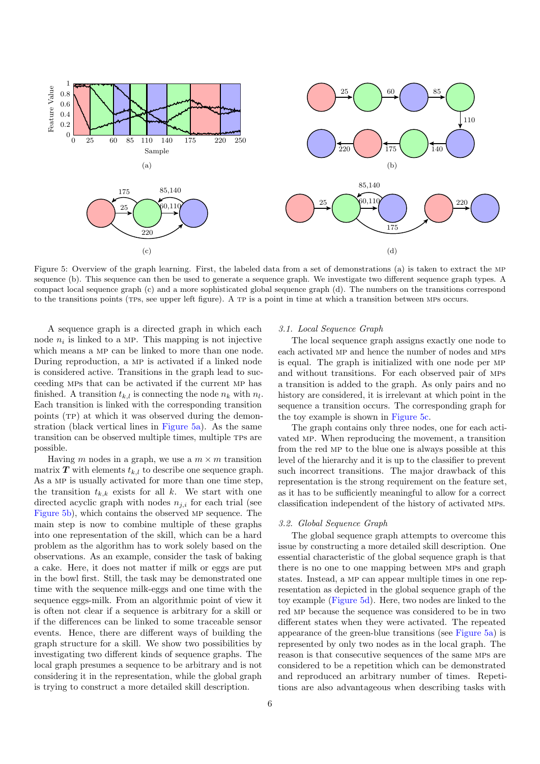Figure 5: Overview of the graph learning. First, the labeled data from a set of demonstrations (a) is taken to extract the MP sequence (b). This sequence can then be used to generate a sequence graph. We investigate two different sequence graph types. A compact local sequence graph (c) and a more sophisticated global sequence graph (d). The numbers on the transitions correspond to the transitions points (TPs, see upper left figure). A TP is a point in time at which a transition between MPs occurs.

A sequence graph is a directed graph in which each node $n_i$ is linked to a MP. This mapping is not injective which means a MP can be linked to more than one node. During reproduction, a MP is activated if a linked node is considered active. Transitions in the graph lead to succeeding MPs that can be activated if the current MP has finished. A transition $t_{k,l}$ is connecting the node $n_k$ with $n_l$. Each transition is linked with the corresponding transition points (TP) at which it was observed during the demonstration (black vertical lines in Figure 5a). As the same transition can be observed multiple times, multiple TPs are possible.

Having $m$ nodes in a graph, we use a $m \times m$ transition matrix $\boldsymbol{T}$ with elements $t_{k,l}$ to describe one sequence graph. As a MP is usually activated for more than one time step, the transition $t_{k,k}$ exists for all $k$. We start with one directed acyclic graph with nodes $n_{j,i}$ for each trial (see Figure 5b), which contains the observed MP sequence. The main step is now to combine multiple of these graphs into one representation of the skill, which can be a hard problem as the algorithm has to work solely based on the observations. As an example, consider the task of baking a cake. Here, it does not matter if milk or eggs are put in the bowl first. Still, the task may be demonstrated one time with the sequence milk-eggs and one time with the sequence eggs-milk. From an algorithmic point of view it is often not clear if a sequence is arbitrary for a skill or if the differences can be linked to some traceable sensor events. Hence, there are different ways of building the graph structure for a skill. We show two possibilities by investigating two different kinds of sequence graphs. The local graph presumes a sequence to be arbitrary and is not considering it in the representation, while the global graph is trying to construct a more detailed skill description.

### 3.1. Local Sequence Graph

The local sequence graph assigns exactly one node to each activated MP and hence the number of nodes and MPs is equal. The graph is initialized with one node per MP and without transitions. For each observed pair of MPs a transition is added to the graph. As only pairs and no history are considered, it is irrelevant at which point in the sequence a transition occurs. The corresponding graph for the toy example is shown in Figure 5c.

The graph contains only three nodes, one for each activated MP. When reproducing the movement, a transition from the red MP to the blue one is always possible at this level of the hierarchy and it is up to the classifier to prevent such incorrect transitions. The major drawback of this representation is the strong requirement on the feature set, as it has to be sufficiently meaningful to allow for a correct classification independent of the history of activated MPs.

### 3.2. Global Sequence Graph

The global sequence graph attempts to overcome this issue by constructing a more detailed skill description. One essential characteristic of the global sequence graph is that there is no one to one mapping between MPs and graph states. Instead, a MP can appear multiple times in one representation as depicted in the global sequence graph of the toy example (Figure 5d). Here, two nodes are linked to the red MP because the sequence was considered to be in two different states when they were activated. The repeated appearance of the green-blue transitions (see Figure 5a) is represented by only two nodes as in the local graph. The reason is that consecutive sequences of the same MPs are considered to be a repetition which can be demonstrated and reproduced an arbitrary number of times. Repetitions are also advantageous when describing tasks with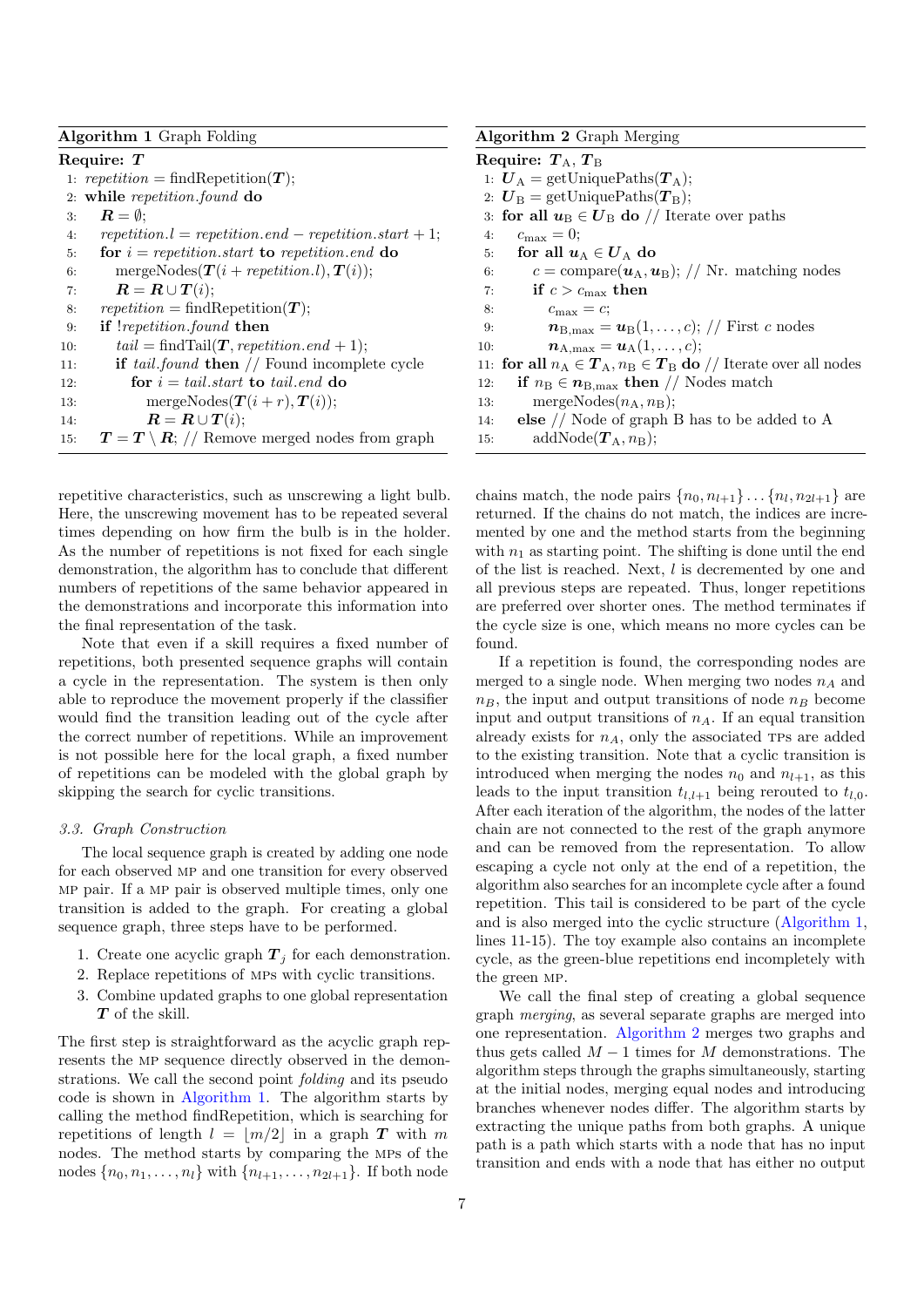**Algorithm 1** Graph Folding

```
Require: T
 1: repetition = findRepetition(T);
 2: while repetition.found do
 3:   R = ∅;
 4:   repetition.l = repetition.end − repetition.start + 1;
 5:   for i = repetition.start to repetition.end do
 6:     mergeNodes(T(i + repetition.l), T(i));
 7:     R = R ∪ T(i);
 8:   repetition = findRepetition(T);
 9:   if !repetition.found then
10:     tail = findTail(T, repetition.end + 1);
11:     if tail.found then // Found incomplete cycle
12:       for i = tail.start to tail.end do
13:         mergeNodes(T(i + r), T(i));
14:         R = R ∪ T(i);
15:   T = T \ R; // Remove merged nodes from graph
```

**Algorithm 2** Graph Merging

```
Require: T_A, T_B
 1: U_A = getUniquePaths(T_A);
 2: U_B = getUniquePaths(T_B);
 3: for all u_B ∈ U_B do // Iterate over paths
 4:   c_max = 0;
 5:   for all u_A ∈ U_A do
 6:     c = compare(u_A, u_B); // Nr. matching nodes
 7:     if c > c_max then
 8:       c_max = c;
 9:       n_B,max = u_B(1, ..., c); // First c nodes
10:       n_A,max = u_A(1, ..., c);
11: for all n_A ∈ T_A, n_B ∈ T_B do // Iterate over all nodes
12:   if n_B ∈ n_B,max then // Nodes match
13:     mergeNodes(n_A, n_B);
14:   else // Node of graph B has to be added to A
15:     addNode(T_A, n_B);
```

repetitive characteristics, such as unscrewing a light bulb. Here, the unscrewing movement has to be repeated several times depending on how firm the bulb is in the holder. As the number of repetitions is not fixed for each single demonstration, the algorithm has to conclude that different numbers of repetitions of the same behavior appeared in the demonstrations and incorporate this information into the final representation of the task.

Note that even if a skill requires a fixed number of repetitions, both presented sequence graphs will contain a cycle in the representation. The system is then only able to reproduce the movement properly if the classifier would find the transition leading out of the cycle after the correct number of repetitions. While an improvement is not possible here for the local graph, a fixed number of repetitions can be modeled with the global graph by skipping the search for cyclic transitions.

### 3.3. Graph Construction

The local sequence graph is created by adding one node for each observed MP and one transition for every observed MP pair. If a MP pair is observed multiple times, only one transition is added to the graph. For creating a global sequence graph, three steps have to be performed.

1. Create one acyclic graph $\boldsymbol{T}_j$ for each demonstration.
2. Replace repetitions of MPs with cyclic transitions.
3. Combine updated graphs to one global representation $\boldsymbol{T}$ of the skill.

The first step is straightforward as the acyclic graph represents the MP sequence directly observed in the demonstrations. We call the second point *folding* and its pseudo code is shown in Algorithm 1. The algorithm starts by calling the method findRepetition, which is searching for repetitions of length $l = \lfloor m/2 \rfloor$ in a graph $\boldsymbol{T}$ with $m$ nodes. The method starts by comparing the MPs of the nodes $\{n_0, n_1, \ldots, n_l\}$ with $\{n_{l+1}, \ldots, n_{2l+1}\}$. If both node chains match, the node pairs $\{n_0, n_{l+1}\} \ldots \{n_l, n_{2l+1}\}$ are returned. If the chains do not match, the indices are incremented by one and the method starts from the beginning with $n_1$ as starting point. The shifting is done until the end of the list is reached. Next, $l$ is decremented by one and all previous steps are repeated. Thus, longer repetitions are preferred over shorter ones. The method terminates if the cycle size is one, which means no more cycles can be found.

If a repetition is found, the corresponding nodes are merged to a single node. When merging two nodes $n_A$ and $n_B$, the input and output transitions of node $n_B$ become input and output transitions of $n_A$. If an equal transition already exists for $n_A$, only the associated TPs are added to the existing transition. Note that a cyclic transition is introduced when merging the nodes $n_0$ and $n_{l+1}$, as this leads to the input transition $t_{l,l+1}$ being rerouted to $t_{l,0}$. After each iteration of the algorithm, the nodes of the latter chain are not connected to the rest of the graph anymore and can be removed from the representation. To allow escaping a cycle not only at the end of a repetition, the algorithm also searches for an incomplete cycle after a found repetition. This tail is considered to be part of the cycle and is also merged into the cyclic structure (Algorithm 1, lines 11-15). The toy example also contains an incomplete cycle, as the green-blue repetitions end incompletely with the green MP.

We call the final step of creating a global sequence graph *merging*, as several separate graphs are merged into one representation. Algorithm 2 merges two graphs and thus gets called $M-1$ times for $M$ demonstrations. The algorithm steps through the graphs simultaneously, starting at the initial nodes, merging equal nodes and introducing branches whenever nodes differ. The algorithm starts by extracting the unique paths from both graphs. A unique path is a path which starts with a node that has no input transition and ends with a node that has either no output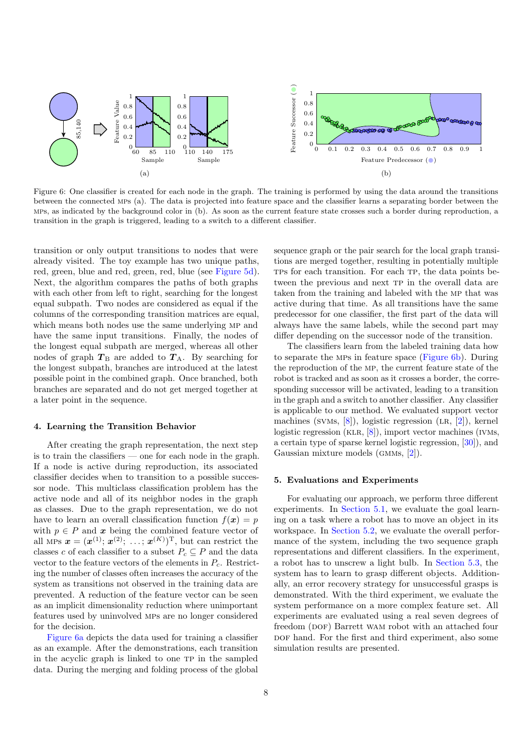Figure 6: One classifier is created for each node in the graph. The training is performed by using the data around the transitions between the connected MPs (a). The data is projected into feature space and the classifier learns a separating border between the MPs, as indicated by the background color in (b). As soon as the current feature state crosses such a border during reproduction, a transition in the graph is triggered, leading to a switch to a different classifier.

transition or only output transitions to nodes that were already visited. The toy example has two unique paths, red, green, blue and red, green, red, blue (see Figure 5d). Next, the algorithm compares the paths of both graphs with each other from left to right, searching for the longest equal subpath. Two nodes are considered as equal if the columns of the corresponding transition matrices are equal, which means both nodes use the same underlying MP and have the same input transitions. Finally, the nodes of the longest equal subpath are merged, whereas all other nodes of graph $\boldsymbol{T}_{\mathrm{B}}$ are added to $\boldsymbol{T}_{\mathrm{A}}$. By searching for the longest subpath, branches are introduced at the latest possible point in the combined graph. Once branched, both branches are separated and do not get merged together at a later point in the sequence.

## 4. Learning the Transition Behavior

After creating the graph representation, the next step is to train the classifiers — one for each node in the graph. If a node is active during reproduction, its associated classifier decides when to transition to a possible successor node. This multiclass classification problem has the active node and all of its neighbor nodes in the graph as classes. Due to the graph representation, we do not have to learn an overall classification function $f(\boldsymbol{x}) = p$ with $p \in P$ and $\boldsymbol{x}$ being the combined feature vector of all MPs $\boldsymbol{x} = (\boldsymbol{x}^{(1)}; \boldsymbol{x}^{(2)}; \ldots; \boldsymbol{x}^{(K)})^{\mathrm{T}}$, but can restrict the classes $c$ of each classifier to a subset $P_c \subseteq P$ and the data vector to the feature vectors of the elements in $P_c$. Restricting the number of classes often increases the accuracy of the system as transitions not observed in the training data are prevented. A reduction of the feature vector can be seen as an implicit dimensionality reduction where unimportant features used by uninvolved MPs are no longer considered for the decision.

Figure 6a depicts the data used for training a classifier as an example. After the demonstrations, each transition in the acyclic graph is linked to one TP in the sampled data. During the merging and folding process of the global sequence graph or the pair search for the local graph transitions are merged together, resulting in potentially multiple TPs for each transition. For each TP, the data points between the previous and next TP in the overall data are taken from the training and labeled with the MP that was active during that time. As all transitions have the same predecessor for one classifier, the first part of the data will always have the same labels, while the second part may differ depending on the successor node of the transition.

The classifiers learn from the labeled training data how to separate the MPs in feature space (Figure 6b). During the reproduction of the MP, the current feature state of the robot is tracked and as soon as it crosses a border, the corresponding successor will be activated, leading to a transition in the graph and a switch to another classifier. Any classifier is applicable to our method. We evaluated support vector machines (SVMs, [8]), logistic regression (LR, [2]), kernel logistic regression (KLR, [8]), import vector machines (IVMs, a certain type of sparse kernel logistic regression, [30]), and Gaussian mixture models (GMMs, [2]).

## 5. Evaluations and Experiments

For evaluating our approach, we perform three different experiments. In Section 5.1, we evaluate the goal learning on a task where a robot has to move an object in its workspace. In Section 5.2, we evaluate the overall performance of the system, including the two sequence graph representations and different classifiers. In the experiment, a robot has to unscrew a light bulb. In Section 5.3, the system has to learn to grasp different objects. Additionally, an error recovery strategy for unsuccessful grasps is demonstrated. With the third experiment, we evaluate the system performance on a more complex feature set. All experiments are evaluated using a real seven degrees of freedom (DOF) Barrett WAM robot with an attached four DOF hand. For the first and third experiment, also some simulation results are presented.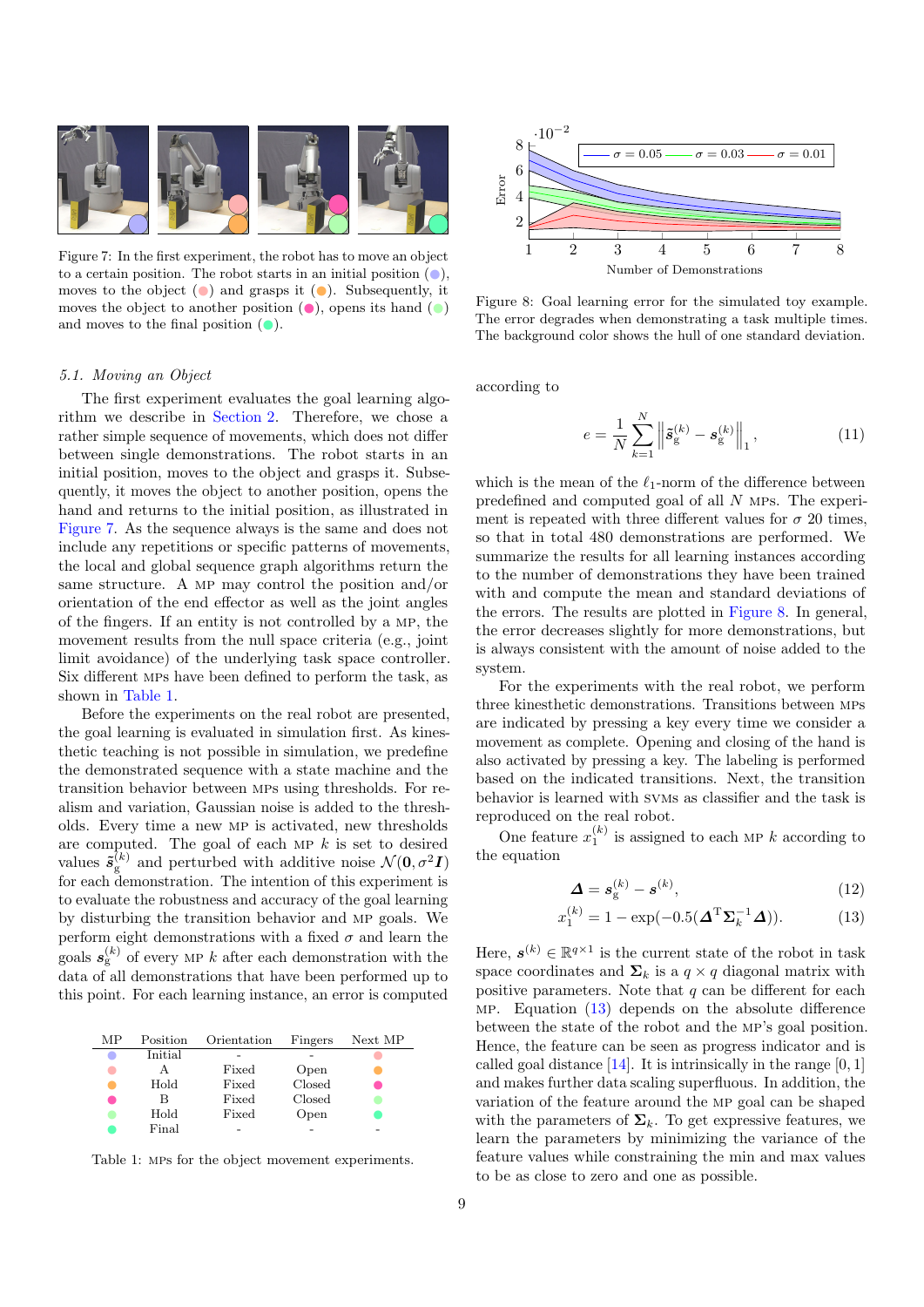Figure 7: In the first experiment, the robot has to move an object to a certain position. The robot starts in an initial position (●), moves to the object (●) and grasps it (●). Subsequently, it moves the object to another position (●), opens its hand (●) and moves to the final position (●).

### 5.1. Moving an Object

The first experiment evaluates the goal learning algorithm we describe in Section 2. Therefore, we chose a rather simple sequence of movements, which does not differ between single demonstrations. The robot starts in an initial position, moves to the object and grasps it. Subsequently, it moves the object to another position, opens the hand and returns to the initial position, as illustrated in Figure 7. As the sequence always is the same and does not include any repetitions or specific patterns of movements, the local and global sequence graph algorithms return the same structure. A MP may control the position and/or orientation of the end effector as well as the joint angles of the fingers. If an entity is not controlled by a MP, the movement results from the null space criteria (e.g., joint limit avoidance) of the underlying task space controller. Six different MPs have been defined to perform the task, as shown in Table 1.

Before the experiments on the real robot are presented, the goal learning is evaluated in simulation first. As kinesthetic teaching is not possible in simulation, we predefine the demonstrated sequence with a state machine and the transition behavior between MPs using thresholds. For realism and variation, Gaussian noise is added to the thresholds. Every time a new MP is activated, new thresholds are computed. The goal of each MP $k$ is set to desired values $\tilde{\boldsymbol{s}}_{\mathrm{g}}^{(k)}$ and perturbed with additive noise $\mathcal{N}(\boldsymbol{0}, \sigma^2 \boldsymbol{I})$ for each demonstration. The intention of this experiment is to evaluate the robustness and accuracy of the goal learning by disturbing the transition behavior and MP goals. We perform eight demonstrations with a fixed $\sigma$ and learn the goals $\boldsymbol{s}_{\mathrm{g}}^{(k)}$ of every MP $k$ after each demonstration with the data of all demonstrations that have been performed up to this point. For each learning instance, an error is computed according to

$$e = \frac{1}{N} \sum_{k=1}^{N} \left\| \tilde{\boldsymbol{s}}_{\mathrm{g}}^{(k)} - \boldsymbol{s}_{\mathrm{g}}^{(k)} \right\|_1, \tag{11}$$

which is the mean of the $\ell_1$-norm of the difference between predefined and computed goal of all $N$ MPs. The experiment is repeated with three different values for $\sigma$ 20 times, so that in total 480 demonstrations are performed. We summarize the results for all learning instances according to the number of demonstrations they have been trained with and compute the mean and standard deviations of the errors. The results are plotted in Figure 8. In general, the error decreases slightly for more demonstrations, but is always consistent with the amount of noise added to the system.

| MP | Position | Orientation | Fingers | Next MP |
|---|---|---|---|---|
| ● | Initial | - | - | ● |
| ● | A | Fixed | Open | ● |
| ● | Hold | Fixed | Closed | ● |
| ● | B | Fixed | Closed | ● |
| ● | Hold | Fixed | Open | ● |
| ● | Final | - | - | - |

Table 1: MPs for the object movement experiments.

Figure 8: Goal learning error for the simulated toy example. The error degrades when demonstrating a task multiple times. The background color shows the hull of one standard deviation.

For the experiments with the real robot, we perform three kinesthetic demonstrations. Transitions between MPs are indicated by pressing a key every time we consider a movement as complete. Opening and closing of the hand is also activated by pressing a key. The labeling is performed based on the indicated transitions. Next, the transition behavior is learned with SVMs as classifier and the task is reproduced on the real robot.

One feature $x_1^{(k)}$ is assigned to each MP $k$ according to the equation

$$\boldsymbol{\Delta} = \boldsymbol{s}_{\mathrm{g}}^{(k)} - \boldsymbol{s}^{(k)}, \tag{12}$$

$$x_1^{(k)} = 1 - \exp(-0.5(\boldsymbol{\Delta}^{\mathrm{T}} \boldsymbol{\Sigma}_k^{-1} \boldsymbol{\Delta})). \tag{13}$$

Here, $\boldsymbol{s}^{(k)} \in \mathbb{R}^{q \times 1}$ is the current state of the robot in task space coordinates and $\boldsymbol{\Sigma}_k$ is a $q \times q$ diagonal matrix with positive parameters. Note that $q$ can be different for each MP. Equation (13) depends on the absolute difference between the state of the robot and the MP's goal position. Hence, the feature can be seen as progress indicator and is called goal distance [14]. It is intrinsically in the range $[0, 1]$ and makes further data scaling superfluous. In addition, the variation of the feature around the MP goal can be shaped with the parameters of $\boldsymbol{\Sigma}_k$. To get expressive features, we learn the parameters by minimizing the variance of the feature values while constraining the min and max values to be as close to zero and one as possible.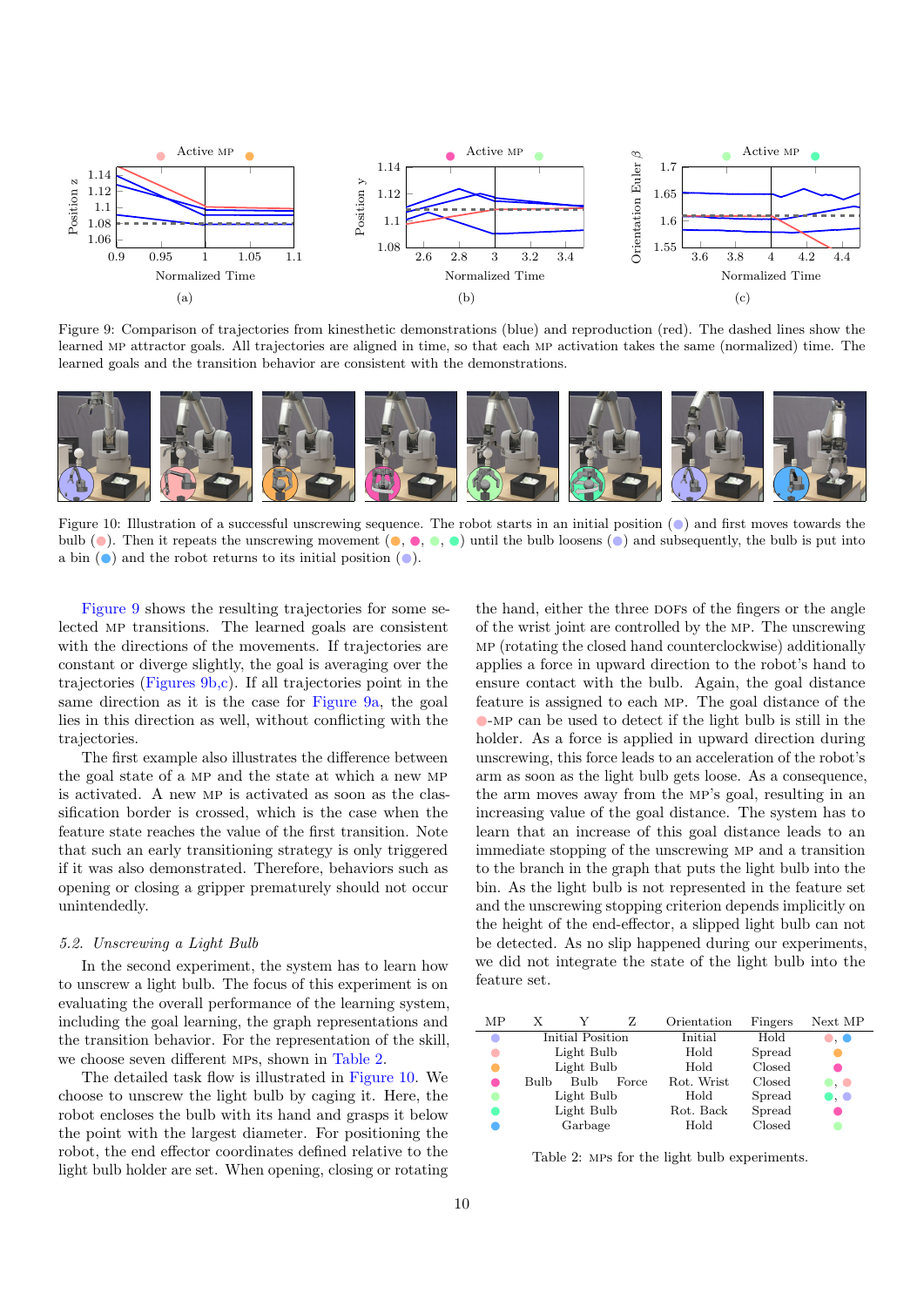Active MP

Position z

1.14
1.12
1.1
1.08
1.06

0.9 0.95 1 1.05 1.1

Normalized Time

(a)

Active MP

Position y

1.14
1.12
1.1
1.08

2.6 2.8 3 3.2 3.4

Normalized Time

(b)

Active MP

Orientation Euler $\beta$

1.7
1.65
1.6
1.55

3.6 3.8 4 4.2 4.4

Normalized Time

(c)

Figure 9: Comparison of trajectories from kinesthetic demonstrations (blue) and reproduction (red). The dashed lines show the learned MP attractor goals. All trajectories are aligned in time, so that each MP activation takes the same (normalized) time. The learned goals and the transition behavior are consistent with the demonstrations.

Figure 10: Illustration of a successful unscrewing sequence. The robot starts in an initial position (●) and first moves towards the bulb (●). Then it repeats the unscrewing movement (●, ●, ●, ●) until the bulb loosens (●) and subsequently, the bulb is put into a bin (●) and the robot returns to its initial position (●).

Figure 9 shows the resulting trajectories for some selected MP transitions. The learned goals are consistent with the directions of the movements. If trajectories are constant or diverge slightly, the goal is averaging over the trajectories (Figures 9b,c). If all trajectories point in the same direction as it is the case for Figure 9a, the goal lies in this direction as well, without conflicting with the trajectories.

The first example also illustrates the difference between the goal state of a MP and the state at which a new MP is activated. A new MP is activated as soon as the classification border is crossed, which is the case when the feature state reaches the value of the first transition. Note that such an early transitioning strategy is only triggered if it was also demonstrated. Therefore, behaviors such as opening or closing a gripper prematurely should not occur unintendedly.

### 5.2. *Unscrewing a Light Bulb*

In the second experiment, the system has to learn how to unscrew a light bulb. The focus of this experiment is on evaluating the overall performance of the learning system, including the goal learning, the graph representations and the transition behavior. For the representation of the skill, we choose seven different MPs, shown in Table 2.

The detailed task flow is illustrated in Figure 10. We choose to unscrew the light bulb by caging it. Here, the robot encloses the bulb with its hand and grasps it below the point with the largest diameter. For positioning the robot, the end effector coordinates defined relative to the light bulb holder are set. When opening, closing or rotating the hand, either the three DOFs of the fingers or the angle of the wrist joint are controlled by the MP. The unscrewing MP (rotating the closed hand counterclockwise) additionally applies a force in upward direction to the robot's hand to ensure contact with the bulb. Again, the goal distance feature is assigned to each MP. The goal distance of the ●-MP can be used to detect if the light bulb is still in the holder. As a force is applied in upward direction during unscrewing, this force leads to an acceleration of the robot's arm as soon as the light bulb gets loose. As a consequence, the arm moves away from the MP's goal, resulting in an increasing value of the goal distance. The system has to learn that an increase of this goal distance leads to an immediate stopping of the unscrewing MP and a transition to the branch in the graph that puts the light bulb into the bin. As the light bulb is not represented in the feature set and the unscrewing stopping criterion depends implicitly on the height of the end-effector, a slipped light bulb can not be detected. As no slip happened during our experiments, we did not integrate the state of the light bulb into the feature set.

| MP | X | Y | Z | Orientation | Fingers | Next MP |
|---|---|---|---|---|---|---|
| ● | | Initial Position | | Initial | Hold | ●, ● |
| ● | | Light Bulb | | Hold | Spread | ● |
| ● | | Light Bulb | | Hold | Closed | ● |
| ● | Bulb | Bulb | Force | Rot. Wrist | Closed | ●, ● |
| ● | | Light Bulb | | Hold | Spread | ●, ● |
| ● | | Light Bulb | | Rot. Back | Spread | ● |
| ● | | Garbage | | Hold | Closed | ● |

Table 2: MPs for the light bulb experiments.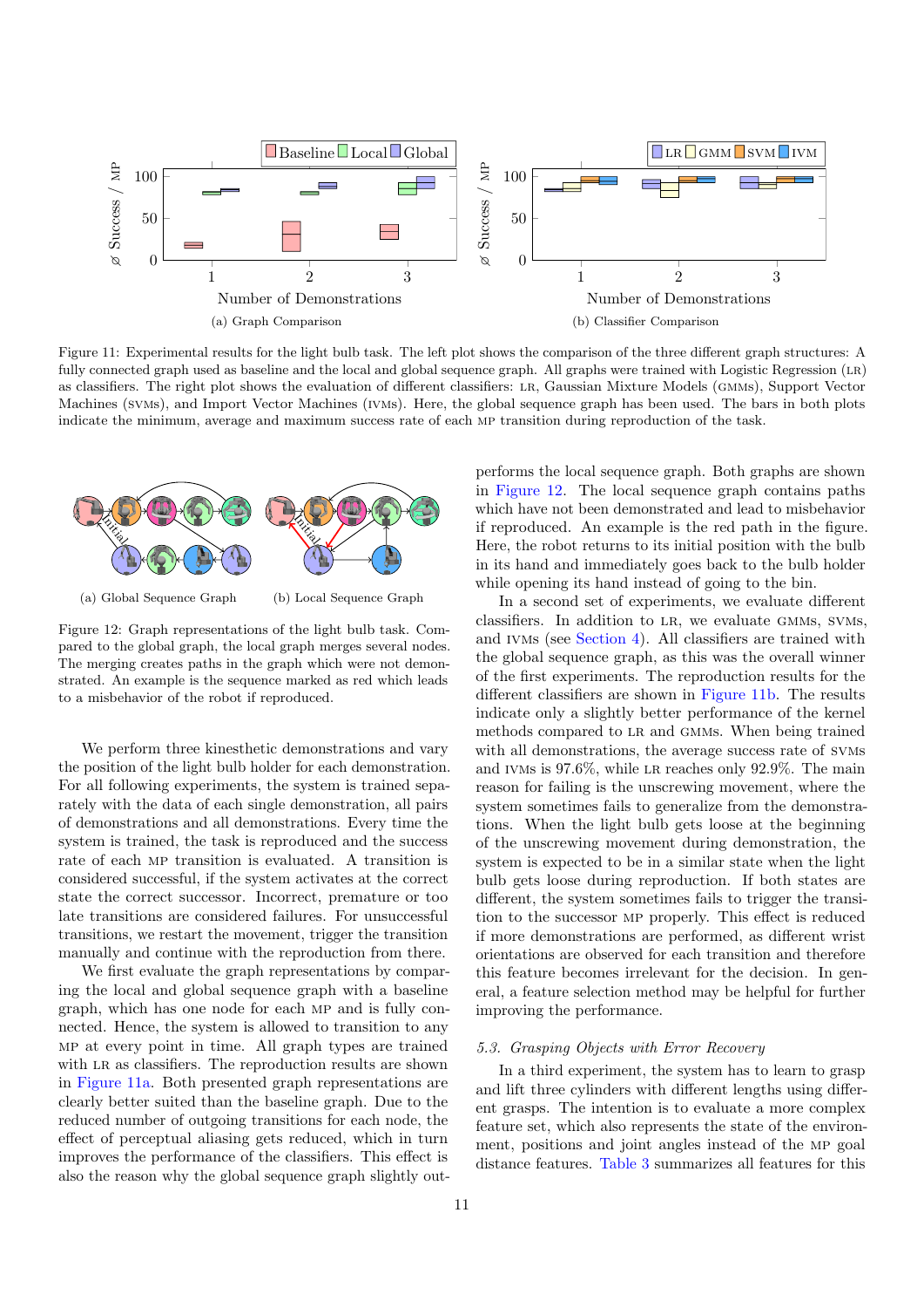(a) Graph Comparison

(b) Classifier Comparison

Figure 11: Experimental results for the light bulb task. The left plot shows the comparison of the three different graph structures: A fully connected graph used as baseline and the local and global sequence graph. All graphs were trained with Logistic Regression (LR) as classifiers. The right plot shows the evaluation of different classifiers: LR, Gaussian Mixture Models (GMMs), Support Vector Machines (SVMs), and Import Vector Machines (IVMs). Here, the global sequence graph has been used. The bars in both plots indicate the minimum, average and maximum success rate of each MP transition during reproduction of the task.

(a) Global Sequence Graph

(b) Local Sequence Graph

Figure 12: Graph representations of the light bulb task. Compared to the global graph, the local graph merges several nodes. The merging creates paths in the graph which were not demonstrated. An example is the sequence marked as red which leads to a misbehavior of the robot if reproduced.

We perform three kinesthetic demonstrations and vary the position of the light bulb holder for each demonstration. For all following experiments, the system is trained separately with the data of each single demonstration, all pairs of demonstrations and all demonstrations. Every time the system is trained, the task is reproduced and the success rate of each MP transition is evaluated. A transition is considered successful, if the system activates at the correct state the correct successor. Incorrect, premature or too late transitions are considered failures. For unsuccessful transitions, we restart the movement, trigger the transition manually and continue with the reproduction from there.

We first evaluate the graph representations by comparing the local and global sequence graph with a baseline graph, which has one node for each MP and is fully connected. Hence, the system is allowed to transition to any MP at every point in time. All graph types are trained with LR as classifiers. The reproduction results are shown in Figure 11a. Both presented graph representations are clearly better suited than the baseline graph. Due to the reduced number of outgoing transitions for each node, the effect of perceptual aliasing gets reduced, which in turn improves the performance of the classifiers. This effect is also the reason why the global sequence graph slightly outperforms the local sequence graph. Both graphs are shown in Figure 12. The local sequence graph contains paths which have not been demonstrated and lead to misbehavior if reproduced. An example is the red path in the figure. Here, the robot returns to its initial position with the bulb in its hand and immediately goes back to the bulb holder while opening its hand instead of going to the bin.

In a second set of experiments, we evaluate different classifiers. In addition to LR, we evaluate GMMs, SVMs, and IVMs (see Section 4). All classifiers are trained with the global sequence graph, as this was the overall winner of the first experiments. The reproduction results for the different classifiers are shown in Figure 11b. The results indicate only a slightly better performance of the kernel methods compared to LR and GMMs. When being trained with all demonstrations, the average success rate of SVMs and IVMs is 97.6%, while LR reaches only 92.9%. The main reason for failing is the unscrewing movement, where the system sometimes fails to generalize from the demonstrations. When the light bulb gets loose at the beginning of the unscrewing movement during demonstration, the system is expected to be in a similar state when the light bulb gets loose during reproduction. If both states are different, the system sometimes fails to trigger the transition to the successor MP properly. This effect is reduced if more demonstrations are performed, as different wrist orientations are observed for each transition and therefore this feature becomes irrelevant for the decision. In general, a feature selection method may be helpful for further improving the performance.

### 5.3. *Grasping Objects with Error Recovery*

In a third experiment, the system has to learn to grasp and lift three cylinders with different lengths using different grasps. The intention is to evaluate a more complex feature set, which also represents the state of the environment, positions and joint angles instead of the MP goal distance features. Table 3 summarizes all features for this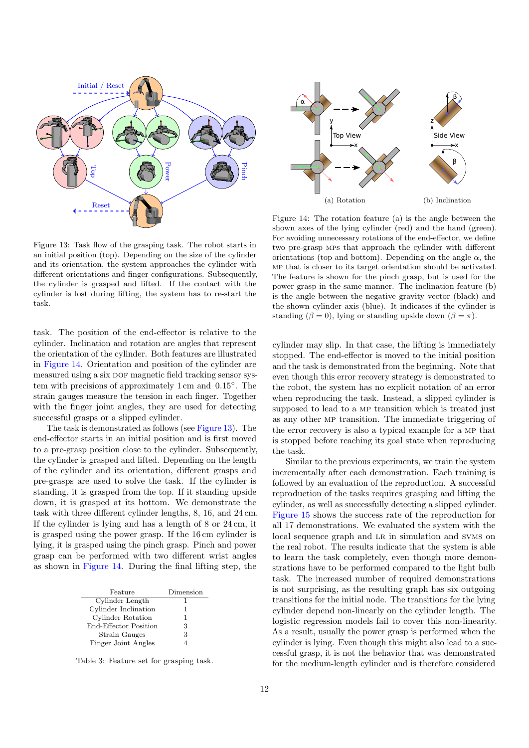Figure 13: Task flow of the grasping task. The robot starts in an initial position (top). Depending on the size of the cylinder and its orientation, the system approaches the cylinder with different orientations and finger configurations. Subsequently, the cylinder is grasped and lifted. If the contact with the cylinder is lost during lifting, the system has to re-start the task.

Figure 14: The rotation feature (a) is the angle between the shown axes of the lying cylinder (red) and the hand (green). For avoiding unnecessary rotations of the end-effector, we define two pre-grasp MPs that approach the cylinder with different orientations (top and bottom). Depending on the angle $\alpha$, the MP that is closer to its target orientation should be activated. The feature is shown for the pinch grasp, but is used for the power grasp in the same manner. The inclination feature (b) is the angle between the negative gravity vector (black) and the shown cylinder axis (blue). It indicates if the cylinder is standing ($\beta = 0$), lying or standing upside down ($\beta = \pi$).

task. The position of the end-effector is relative to the cylinder. Inclination and rotation are angles that represent the orientation of the cylinder. Both features are illustrated in Figure 14. Orientation and position of the cylinder are measured using a six DOF magnetic field tracking sensor system with precisions of approximately 1 cm and 0.15°. The strain gauges measure the tension in each finger. Together with the finger joint angles, they are used for detecting successful grasps or a slipped cylinder.

The task is demonstrated as follows (see Figure 13). The end-effector starts in an initial position and is first moved to a pre-grasp position close to the cylinder. Subsequently, the cylinder is grasped and lifted. Depending on the length of the cylinder and its orientation, different grasps and pre-grasps are used to solve the task. If the cylinder is standing, it is grasped from the top. If it standing upside down, it is grasped at its bottom. We demonstrate the task with three different cylinder lengths, 8, 16, and 24 cm. If the cylinder is lying and has a length of 8 or 24 cm, it is grasped using the power grasp. If the 16 cm cylinder is lying, it is grasped using the pinch grasp. Pinch and power grasp can be performed with two different wrist angles as shown in Figure 14. During the final lifting step, the cylinder may slip. In that case, the lifting is immediately stopped. The end-effector is moved to the initial position and the task is demonstrated from the beginning. Note that even though this error recovery strategy is demonstrated to the robot, the system has no explicit notation of an error when reproducing the task. Instead, a slipped cylinder is supposed to lead to a MP transition which is treated just as any other MP transition. The immediate triggering of the error recovery is also a typical example for a MP that is stopped before reaching its goal state when reproducing the task.

| Feature | Dimension |
|---|---|
| Cylinder Length | 1 |
| Cylinder Inclination | 1 |
| Cylinder Rotation | 1 |
| End-Effector Position | 3 |
| Strain Gauges | 3 |
| Finger Joint Angles | 4 |

Table 3: Feature set for grasping task.

Similar to the previous experiments, we train the system incrementally after each demonstration. Each training is followed by an evaluation of the reproduction. A successful reproduction of the tasks requires grasping and lifting the cylinder, as well as successfully detecting a slipped cylinder. Figure 15 shows the success rate of the reproduction for all 17 demonstrations. We evaluated the system with the local sequence graph and LR in simulation and SVMS on the real robot. The results indicate that the system is able to learn the task completely, even though more demonstrations have to be performed compared to the light bulb task. The increased number of required demonstrations is not surprising, as the resulting graph has six outgoing transitions for the initial node. The transitions for the lying cylinder depend non-linearly on the cylinder length. The logistic regression models fail to cover this non-linearity. As a result, usually the power grasp is performed when the cylinder is lying. Even though this might also lead to a successful grasp, it is not the behavior that was demonstrated for the medium-length cylinder and is therefore considered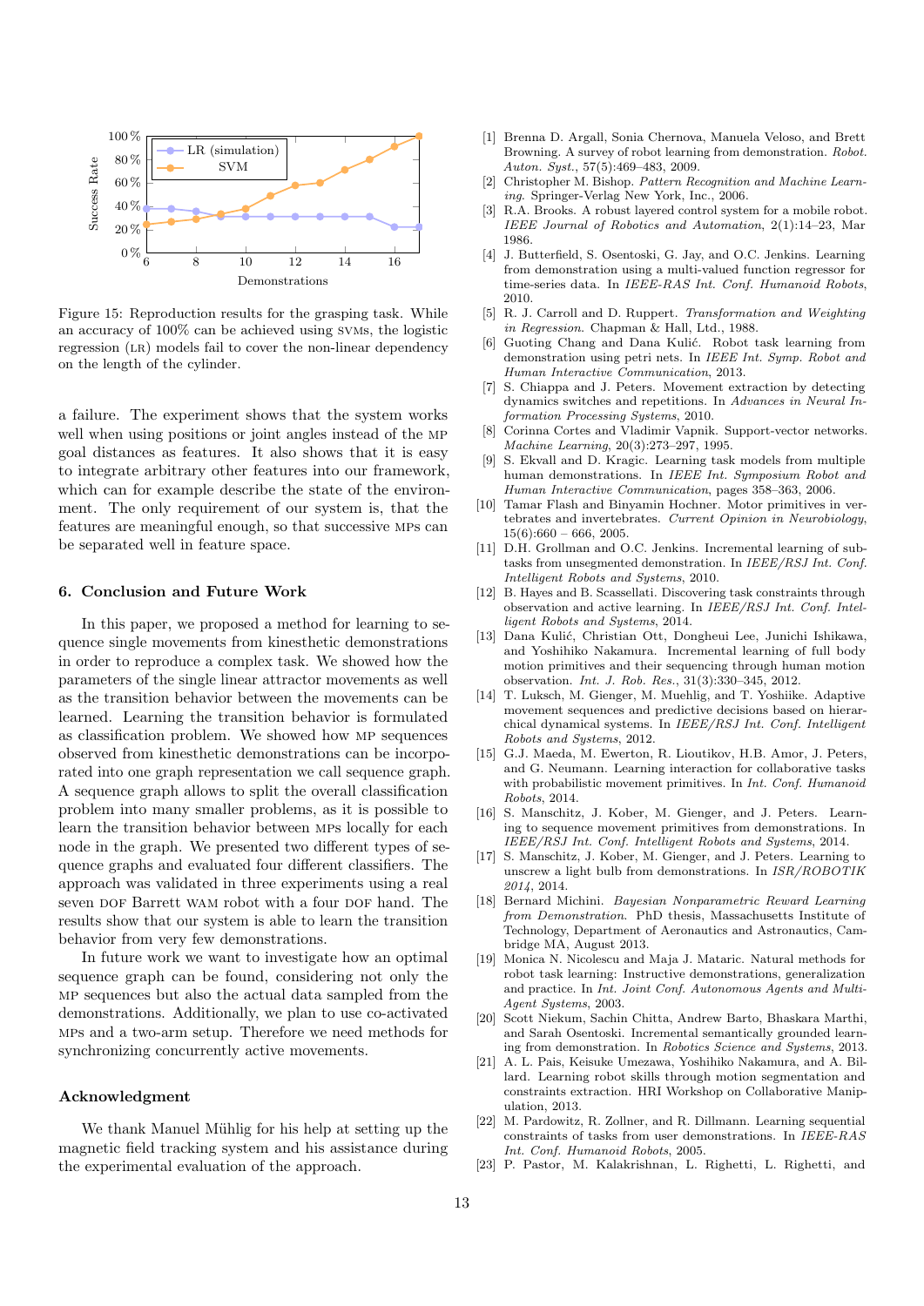Figure 15: Reproduction results for the grasping task. While an accuracy of 100% can be achieved using SVMs, the logistic regression (LR) models fail to cover the non-linear dependency on the length of the cylinder.

a failure. The experiment shows that the system works well when using positions or joint angles instead of the MP goal distances as features. It also shows that it is easy to integrate arbitrary other features into our framework, which can for example describe the state of the environment. The only requirement of our system is, that the features are meaningful enough, so that successive MPs can be separated well in feature space.

## 6. Conclusion and Future Work

In this paper, we proposed a method for learning to sequence single movements from kinesthetic demonstrations in order to reproduce a complex task. We showed how the parameters of the single linear attractor movements as well as the transition behavior between the movements can be learned. Learning the transition behavior is formulated as classification problem. We showed how MP sequences observed from kinesthetic demonstrations can be incorporated into one graph representation we call sequence graph. A sequence graph allows to split the overall classification problem into many smaller problems, as it is possible to learn the transition behavior between MPs locally for each node in the graph. We presented two different types of sequence graphs and evaluated four different classifiers. The approach was validated in three experiments using a real seven DOF Barrett WAM robot with a four DOF hand. The results show that our system is able to learn the transition behavior from very few demonstrations.

In future work we want to investigate how an optimal sequence graph can be found, considering not only the MP sequences but also the actual data sampled from the demonstrations. Additionally, we plan to use co-activated MPs and a two-arm setup. Therefore we need methods for synchronizing concurrently active movements.

## Acknowledgment

We thank Manuel Mühlig for his help at setting up the magnetic field tracking system and his assistance during the experimental evaluation of the approach.

[1] Brenna D. Argall, Sonia Chernova, Manuela Veloso, and Brett Browning. A survey of robot learning from demonstration. *Robot. Auton. Syst.*, 57(5):469–483, 2009.

[2] Christopher M. Bishop. *Pattern Recognition and Machine Learning*. Springer-Verlag New York, Inc., 2006.

[3] R.A. Brooks. A robust layered control system for a mobile robot. *IEEE Journal of Robotics and Automation*, 2(1):14–23, Mar 1986.

[4] J. Butterfield, S. Osentoski, G. Jay, and O.C. Jenkins. Learning from demonstration using a multi-valued function regressor for time-series data. In *IEEE-RAS Int. Conf. Humanoid Robots*, 2010.

[5] R. J. Carroll and D. Ruppert. *Transformation and Weighting in Regression*. Chapman & Hall, Ltd., 1988.

[6] Guoting Chang and Dana Kulić. Robot task learning from demonstration using petri nets. In *IEEE Int. Symp. Robot and Human Interactive Communication*, 2013.

[7] S. Chiappa and J. Peters. Movement extraction by detecting dynamics switches and repetitions. In *Advances in Neural Information Processing Systems*, 2010.

[8] Corinna Cortes and Vladimir Vapnik. Support-vector networks. *Machine Learning*, 20(3):273–297, 1995.

[9] S. Ekvall and D. Kragic. Learning task models from multiple human demonstrations. In *IEEE Int. Symposium Robot and Human Interactive Communication*, pages 358–363, 2006.

[10] Tamar Flash and Binyamin Hochner. Motor primitives in vertebrates and invertebrates. *Current Opinion in Neurobiology*, 15(6):660 – 666, 2005.

[11] D.H. Grollman and O.C. Jenkins. Incremental learning of subtasks from unsegmented demonstration. In *IEEE/RSJ Int. Conf. Intelligent Robots and Systems*, 2010.

[12] B. Hayes and B. Scassellati. Discovering task constraints through observation and active learning. In *IEEE/RSJ Int. Conf. Intelligent Robots and Systems*, 2014.

[13] Dana Kulić, Christian Ott, Dongheui Lee, Junichi Ishikawa, and Yoshihiko Nakamura. Incremental learning of full body motion primitives and their sequencing through human motion observation. *Int. J. Rob. Res.*, 31(3):330–345, 2012.

[14] T. Luksch, M. Gienger, M. Muehlig, and T. Yoshiike. Adaptive movement sequences and predictive decisions based on hierarchical dynamical systems. In *IEEE/RSJ Int. Conf. Intelligent Robots and Systems*, 2012.

[15] G.J. Maeda, M. Ewerton, R. Lioutikov, H.B. Amor, J. Peters, and G. Neumann. Learning interaction for collaborative tasks with probabilistic movement primitives. In *Int. Conf. Humanoid Robots*, 2014.

[16] S. Manschitz, J. Kober, M. Gienger, and J. Peters. Learning to sequence movement primitives from demonstrations. In *IEEE/RSJ Int. Conf. Intelligent Robots and Systems*, 2014.

[17] S. Manschitz, J. Kober, M. Gienger, and J. Peters. Learning to unscrew a light bulb from demonstrations. In *ISR/ROBOTIK 2014*, 2014.

[18] Bernard Michini. *Bayesian Nonparametric Reward Learning from Demonstration*. PhD thesis, Massachusetts Institute of Technology, Department of Aeronautics and Astronautics, Cambridge MA, August 2013.

[19] Monica N. Nicolescu and Maja J. Mataric. Natural methods for robot task learning: Instructive demonstrations, generalization and practice. In *Int. Joint Conf. Autonomous Agents and Multi-Agent Systems*, 2003.

[20] Scott Niekum, Sachin Chitta, Andrew Barto, Bhaskara Marthi, and Sarah Osentoski. Incremental semantically grounded learning from demonstration. In *Robotics Science and Systems*, 2013.

[21] A. L. Pais, Keisuke Umezawa, Yoshihiko Nakamura, and A. Billard. Learning robot skills through motion segmentation and constraints extraction. HRI Workshop on Collaborative Manipulation, 2013.

[22] M. Pardowitz, R. Zollner, and R. Dillmann. Learning sequential constraints of tasks from user demonstrations. In *IEEE-RAS Int. Conf. Humanoid Robots*, 2005.

[23] P. Pastor, M. Kalakrishnan, L. Righetti, L. Righetti, and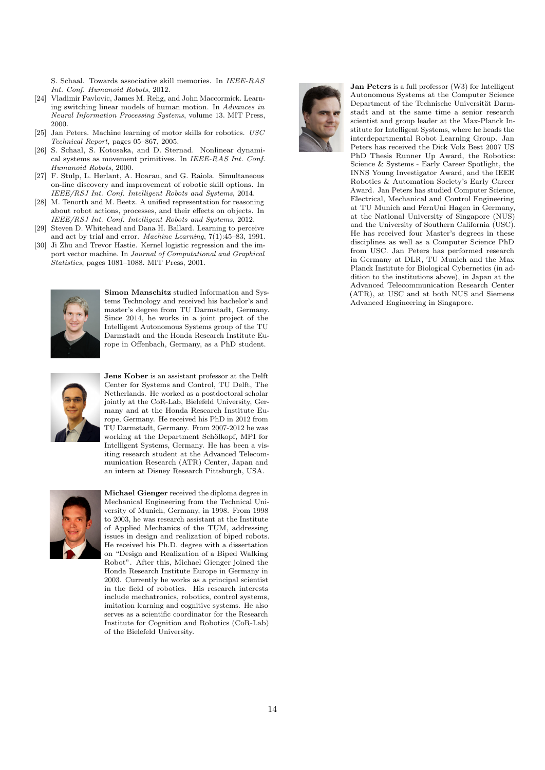S. Schaal. Towards associative skill memories. In *IEEE-RAS Int. Conf. Humanoid Robots*, 2012.

[24] Vladimir Pavlovic, James M. Rehg, and John Maccormick. Learning switching linear models of human motion. In *Advances in Neural Information Processing Systems*, volume 13. MIT Press, 2000.

[25] Jan Peters. Machine learning of motor skills for robotics. *USC Technical Report*, pages 05–867, 2005.

[26] S. Schaal, S. Kotosaka, and D. Sternad. Nonlinear dynamical systems as movement primitives. In *IEEE-RAS Int. Conf. Humanoid Robots*, 2000.

[27] F. Stulp, L. Herlant, A. Hoarau, and G. Raiola. Simultaneous on-line discovery and improvement of robotic skill options. In *IEEE/RSJ Int. Conf. Intelligent Robots and Systems*, 2014.

[28] M. Tenorth and M. Beetz. A unified representation for reasoning about robot actions, processes, and their effects on objects. In *IEEE/RSJ Int. Conf. Intelligent Robots and Systems*, 2012.

[29] Steven D. Whitehead and Dana H. Ballard. Learning to perceive and act by trial and error. *Machine Learning*, 7(1):45–83, 1991.

[30] Ji Zhu and Trevor Hastie. Kernel logistic regression and the import vector machine. In *Journal of Computational and Graphical Statistics*, pages 1081–1088. MIT Press, 2001.

**Simon Manschitz** studied Information and Systems Technology and received his bachelor's and master's degree from TU Darmstadt, Germany. Since 2014, he works in a joint project of the Intelligent Autonomous Systems group of the TU Darmstadt and the Honda Research Institute Europe in Offenbach, Germany, as a PhD student.

**Jens Kober** is an assistant professor at the Delft Center for Systems and Control, TU Delft, The Netherlands. He worked as a postdoctoral scholar jointly at the CoR-Lab, Bielefeld University, Germany and at the Honda Research Institute Europe, Germany. He received his PhD in 2012 from TU Darmstadt, Germany. From 2007-2012 he was working at the Department Schölkopf, MPI for Intelligent Systems, Germany. He has been a visiting research student at the Advanced Telecommunication Research (ATR) Center, Japan and an intern at Disney Research Pittsburgh, USA.

**Michael Gienger** received the diploma degree in Mechanical Engineering from the Technical University of Munich, Germany, in 1998. From 1998 to 2003, he was research assistant at the Institute of Applied Mechanics of the TUM, addressing issues in design and realization of biped robots. He received his Ph.D. degree with a dissertation on "Design and Realization of a Biped Walking Robot". After this, Michael Gienger joined the Honda Research Institute Europe in Germany in 2003. Currently he works as a principal scientist in the field of robotics. His research interests include mechatronics, robotics, control systems, imitation learning and cognitive systems. He also serves as a scientific coordinator for the Research Institute for Cognition and Robotics (CoR-Lab) of the Bielefeld University.

**Jan Peters** is a full professor (W3) for Intelligent Autonomous Systems at the Computer Science Department of the Technische Universität Darmstadt and at the same time a senior research scientist and group leader at the Max-Planck Institute for Intelligent Systems, where he heads the interdepartmental Robot Learning Group. Jan Peters has received the Dick Volz Best 2007 US PhD Thesis Runner Up Award, the Robotics: Science & Systems - Early Career Spotlight, the INNS Young Investigator Award, and the IEEE Robotics & Automation Society's Early Career Award. Jan Peters has studied Computer Science, Electrical, Mechanical and Control Engineering at TU Munich and FernUni Hagen in Germany, at the National University of Singapore (NUS) and the University of Southern California (USC). He has received four Master's degrees in these disciplines as well as a Computer Science PhD from USC. Jan Peters has performed research in Germany at DLR, TU Munich and the Max Planck Institute for Biological Cybernetics (in addition to the institutions above), in Japan at the Advanced Telecommunication Research Center (ATR), at USC and at both NUS and Siemens Advanced Engineering in Singapore.